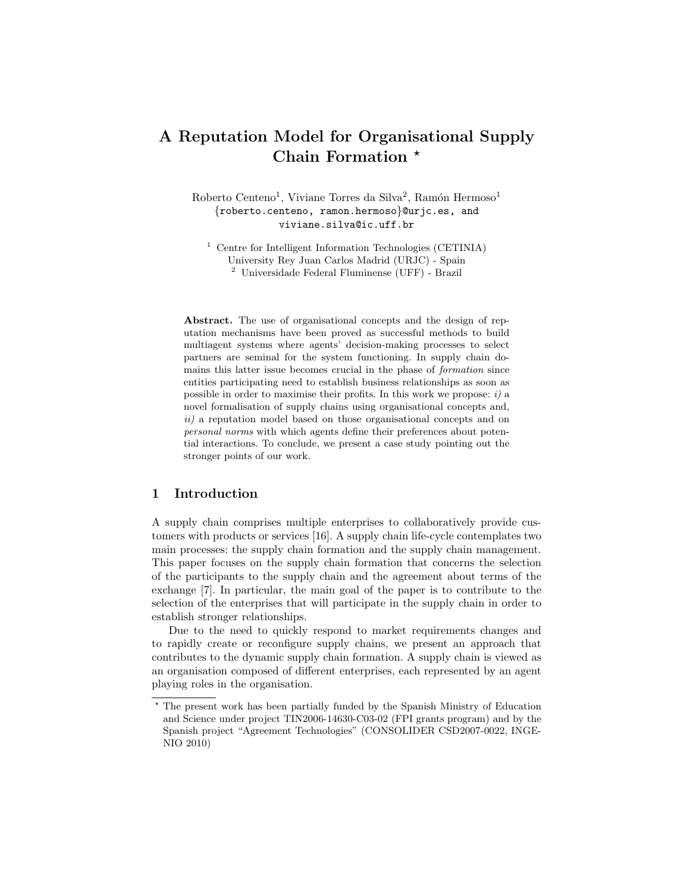# A Reputation Model for Organisational Supply Chain Formation *

Roberto Centeno[1], Viviane Torres da Silva[2], Ramón Hermoso[1]
{roberto.centeno, ramon.hermoso}@urjc.es, and
viviane.silva@ic.uff.br

[1] Centre for Intelligent Information Technologies (CETINIA)
University Rey Juan Carlos Madrid (URJC) - Spain
[2] Universidade Federal Fluminense (UFF) - Brazil

**Abstract.** The use of organisational concepts and the design of reputation mechanisms have been proved as successful methods to build multiagent systems where agents' decision-making processes to select partners are seminal for the system functioning. In supply chain domains this latter issue becomes crucial in the phase of *formation* since entities participating need to establish business relationships as soon as possible in order to maximise their profits. In this work we propose: *i)* a novel formalisation of supply chains using organisational concepts and, *ii)* a reputation model based on those organisational concepts and on *personal norms* with which agents define their preferences about potential interactions. To conclude, we present a case study pointing out the stronger points of our work.

## 1 Introduction

A supply chain comprises multiple enterprises to collaboratively provide customers with products or services [16]. A supply chain life-cycle contemplates two main processes: the supply chain formation and the supply chain management. This paper focuses on the supply chain formation that concerns the selection of the participants to the supply chain and the agreement about terms of the exchange [7]. In particular, the main goal of the paper is to contribute to the selection of the enterprises that will participate in the supply chain in order to establish stronger relationships.

Due to the need to quickly respond to market requirements changes and to rapidly create or reconfigure supply chains, we present an approach that contributes to the dynamic supply chain formation. A supply chain is viewed as an organisation composed of different enterprises, each represented by an agent playing roles in the organisation.

* The present work has been partially funded by the Spanish Ministry of Education and Science under project TIN2006-14630-C03-02 (FPI grants program) and by the Spanish project "Agreement Technologies" (CONSOLIDER CSD2007-0022, INGENIO 2010)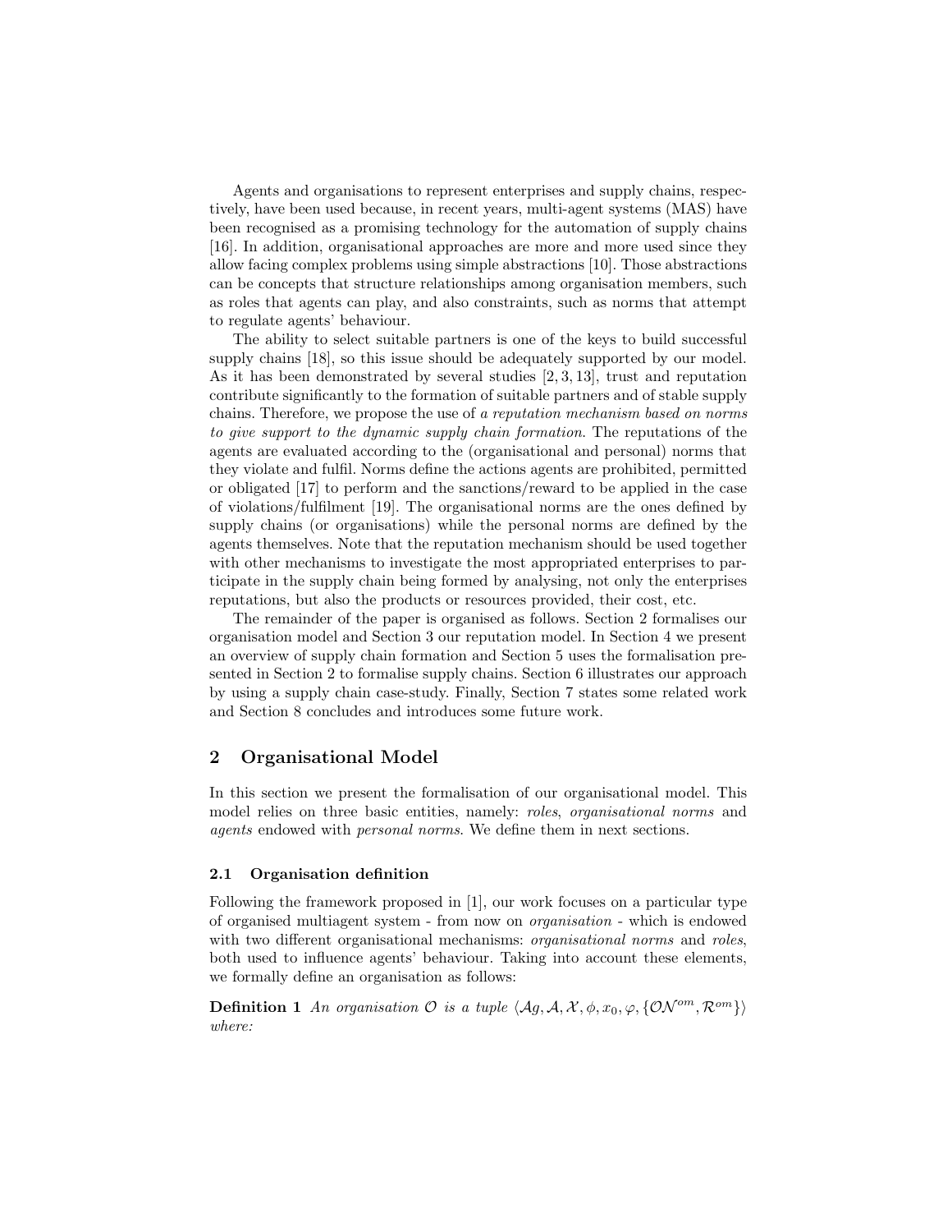Agents and organisations to represent enterprises and supply chains, respectively, have been used because, in recent years, multi-agent systems (MAS) have been recognised as a promising technology for the automation of supply chains [16]. In addition, organisational approaches are more and more used since they allow facing complex problems using simple abstractions [10]. Those abstractions can be concepts that structure relationships among organisation members, such as roles that agents can play, and also constraints, such as norms that attempt to regulate agents' behaviour.

The ability to select suitable partners is one of the keys to build successful supply chains [18], so this issue should be adequately supported by our model. As it has been demonstrated by several studies [2, 3, 13], trust and reputation contribute significantly to the formation of suitable partners and of stable supply chains. Therefore, we propose the use of *a reputation mechanism based on norms to give support to the dynamic supply chain formation*. The reputations of the agents are evaluated according to the (organisational and personal) norms that they violate and fulfil. Norms define the actions agents are prohibited, permitted or obligated [17] to perform and the sanctions/reward to be applied in the case of violations/fulfilment [19]. The organisational norms are the ones defined by supply chains (or organisations) while the personal norms are defined by the agents themselves. Note that the reputation mechanism should be used together with other mechanisms to investigate the most appropriated enterprises to participate in the supply chain being formed by analysing, not only the enterprises reputations, but also the products or resources provided, their cost, etc.

The remainder of the paper is organised as follows. Section 2 formalises our organisation model and Section 3 our reputation model. In Section 4 we present an overview of supply chain formation and Section 5 uses the formalisation presented in Section 2 to formalise supply chains. Section 6 illustrates our approach by using a supply chain case-study. Finally, Section 7 states some related work and Section 8 concludes and introduces some future work.

## 2 Organisational Model

In this section we present the formalisation of our organisational model. This model relies on three basic entities, namely: *roles*, *organisational norms* and *agents* endowed with *personal norms*. We define them in next sections.

### 2.1 Organisation definition

Following the framework proposed in [1], our work focuses on a particular type of organised multiagent system - from now on *organisation* - which is endowed with two different organisational mechanisms: *organisational norms* and *roles*, both used to influence agents' behaviour. Taking into account these elements, we formally define an organisation as follows:

**Definition 1** *An organisation $\mathcal{O}$ is a tuple $\langle \mathcal{A}g, \mathcal{A}, \mathcal{X}, \phi, x_0, \varphi, \{\mathcal{ON}^{om}, \mathcal{R}^{om}\}\rangle$ where:*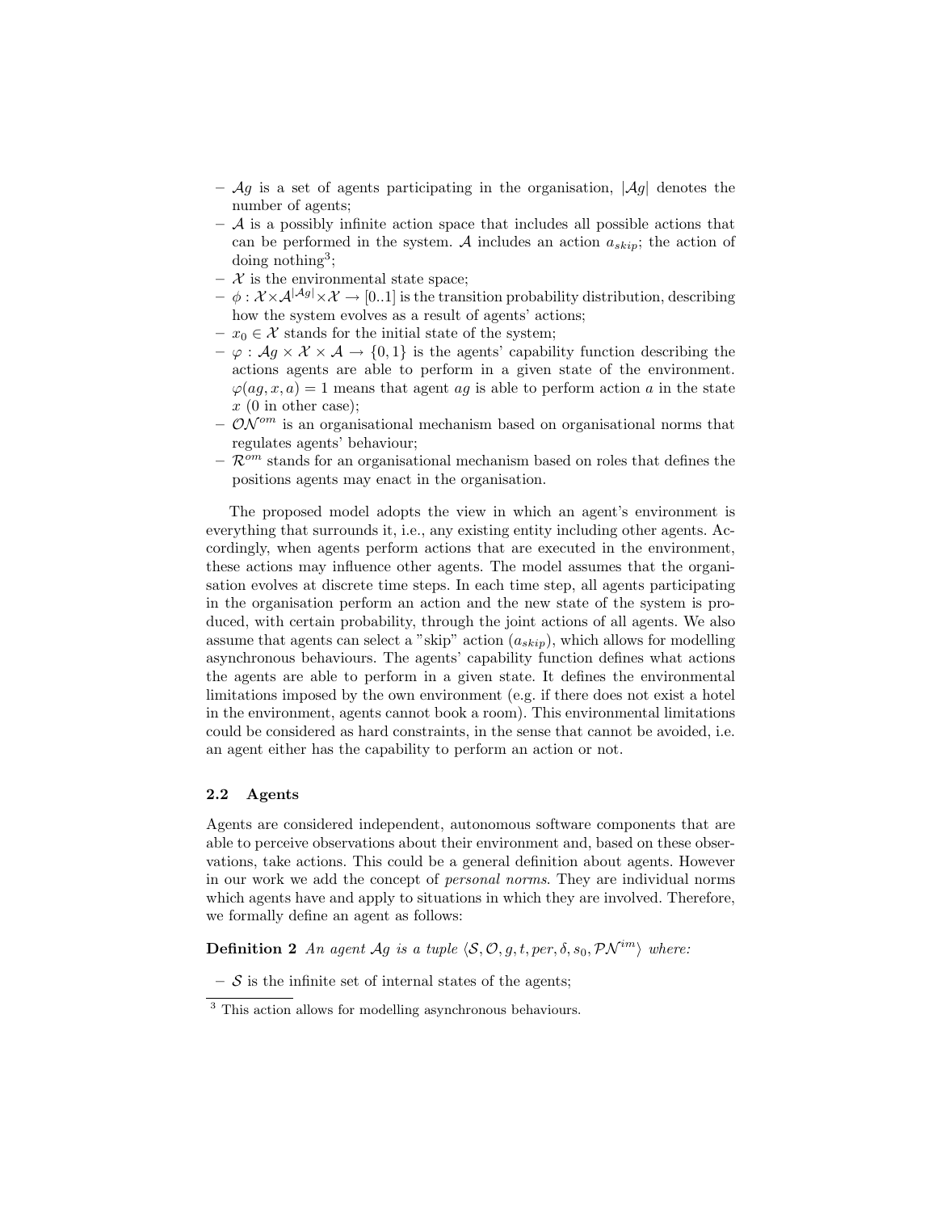- $\mathcal{A}g$ is a set of agents participating in the organisation, $|\mathcal{A}g|$ denotes the number of agents;
- $\mathcal{A}$ is a possibly infinite action space that includes all possible actions that can be performed in the system. $\mathcal{A}$ includes an action $a_{skip}$; the action of doing nothing[3];
- $\mathcal{X}$ is the environmental state space;
- $\phi : \mathcal{X} \times \mathcal{A}^{|\mathcal{A}g|} \times \mathcal{X} \rightarrow [0..1]$ is the transition probability distribution, describing how the system evolves as a result of agents' actions;
- $x_0 \in \mathcal{X}$ stands for the initial state of the system;
- $\varphi : \mathcal{A}g \times \mathcal{X} \times \mathcal{A} \rightarrow \{0, 1\}$ is the agents' capability function describing the actions agents are able to perform in a given state of the environment. $\varphi(ag, x, a) = 1$ means that agent $ag$ is able to perform action $a$ in the state $x$ (0 in other case);
- $\mathcal{ON}^{om}$ is an organisational mechanism based on organisational norms that regulates agents' behaviour;
- $\mathcal{R}^{om}$ stands for an organisational mechanism based on roles that defines the positions agents may enact in the organisation.

The proposed model adopts the view in which an agent's environment is everything that surrounds it, i.e., any existing entity including other agents. Accordingly, when agents perform actions that are executed in the environment, these actions may influence other agents. The model assumes that the organisation evolves at discrete time steps. In each time step, all agents participating in the organisation perform an action and the new state of the system is produced, with certain probability, through the joint actions of all agents. We also assume that agents can select a "skip" action ($a_{skip}$), which allows for modelling asynchronous behaviours. The agents' capability function defines what actions the agents are able to perform in a given state. It defines the environmental limitations imposed by the own environment (e.g. if there does not exist a hotel in the environment, agents cannot book a room). This environmental limitations could be considered as hard constraints, in the sense that cannot be avoided, i.e. an agent either has the capability to perform an action or not.

### 2.2 Agents

Agents are considered independent, autonomous software components that are able to perceive observations about their environment and, based on these observations, take actions. This could be a general definition about agents. However in our work we add the concept of *personal norms*. They are individual norms which agents have and apply to situations in which they are involved. Therefore, we formally define an agent as follows:

**Definition 2** *An agent $\mathcal{A}g$ is a tuple $\langle \mathcal{S}, \mathcal{O}, g, t, per, \delta, s_0, \mathcal{PN}^{im} \rangle$ where:*

- $\mathcal{S}$ is the infinite set of internal states of the agents;

[3] This action allows for modelling asynchronous behaviours.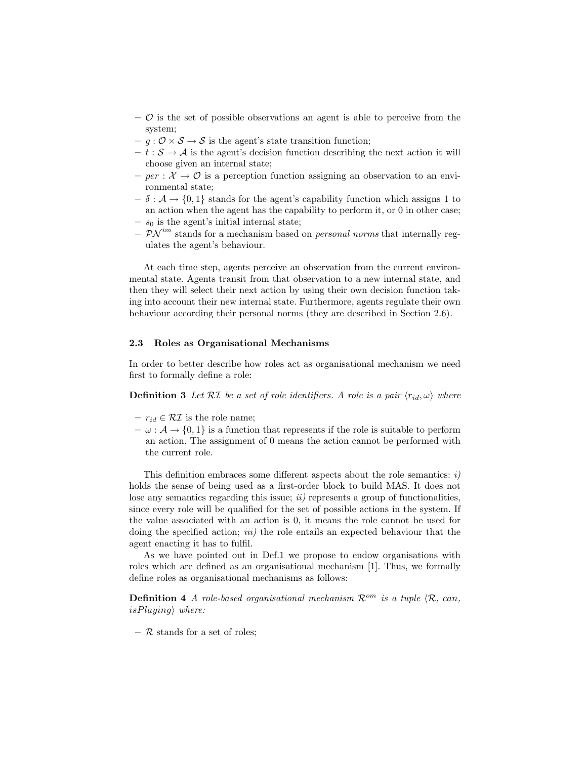- $\mathcal{O}$ is the set of possible observations an agent is able to perceive from the system;
- $g : \mathcal{O} \times \mathcal{S} \rightarrow \mathcal{S}$ is the agent's state transition function;
- $t : \mathcal{S} \rightarrow \mathcal{A}$ is the agent's decision function describing the next action it will choose given an internal state;
- $per : \mathcal{X} \rightarrow \mathcal{O}$ is a perception function assigning an observation to an environmental state;
- $\delta : \mathcal{A} \rightarrow \{0, 1\}$ stands for the agent's capability function which assigns 1 to an action when the agent has the capability to perform it, or 0 in other case;
- $s_0$ is the agent's initial internal state;
- $\mathcal{PN}^{im}$ stands for a mechanism based on *personal norms* that internally regulates the agent's behaviour.

At each time step, agents perceive an observation from the current environmental state. Agents transit from that observation to a new internal state, and then they will select their next action by using their own decision function taking into account their new internal state. Furthermore, agents regulate their own behaviour according their personal norms (they are described in Section 2.6).

### 2.3 Roles as Organisational Mechanisms

In order to better describe how roles act as organisational mechanism we need first to formally define a role:

**Definition 3** *Let $\mathcal{RI}$ be a set of role identifiers. A role is a pair $\langle r_{id}, \omega \rangle$ where*

- $r_{id} \in \mathcal{RI}$ is the role name;
- $\omega : \mathcal{A} \rightarrow \{0, 1\}$ is a function that represents if the role is suitable to perform an action. The assignment of 0 means the action cannot be performed with the current role.

This definition embraces some different aspects about the role semantics: *i)* holds the sense of being used as a first-order block to build MAS. It does not lose any semantics regarding this issue; *ii)* represents a group of functionalities, since every role will be qualified for the set of possible actions in the system. If the value associated with an action is 0, it means the role cannot be used for doing the specified action; *iii)* the role entails an expected behaviour that the agent enacting it has to fulfil.

As we have pointed out in Def.1 we propose to endow organisations with roles which are defined as an organisational mechanism [1]. Thus, we formally define roles as organisational mechanisms as follows:

**Definition 4** *A role-based organisational mechanism $\mathcal{R}^{om}$ is a tuple $\langle \mathcal{R}$, can, isPlaying$\rangle$ where:*

- $\mathcal{R}$ stands for a set of roles;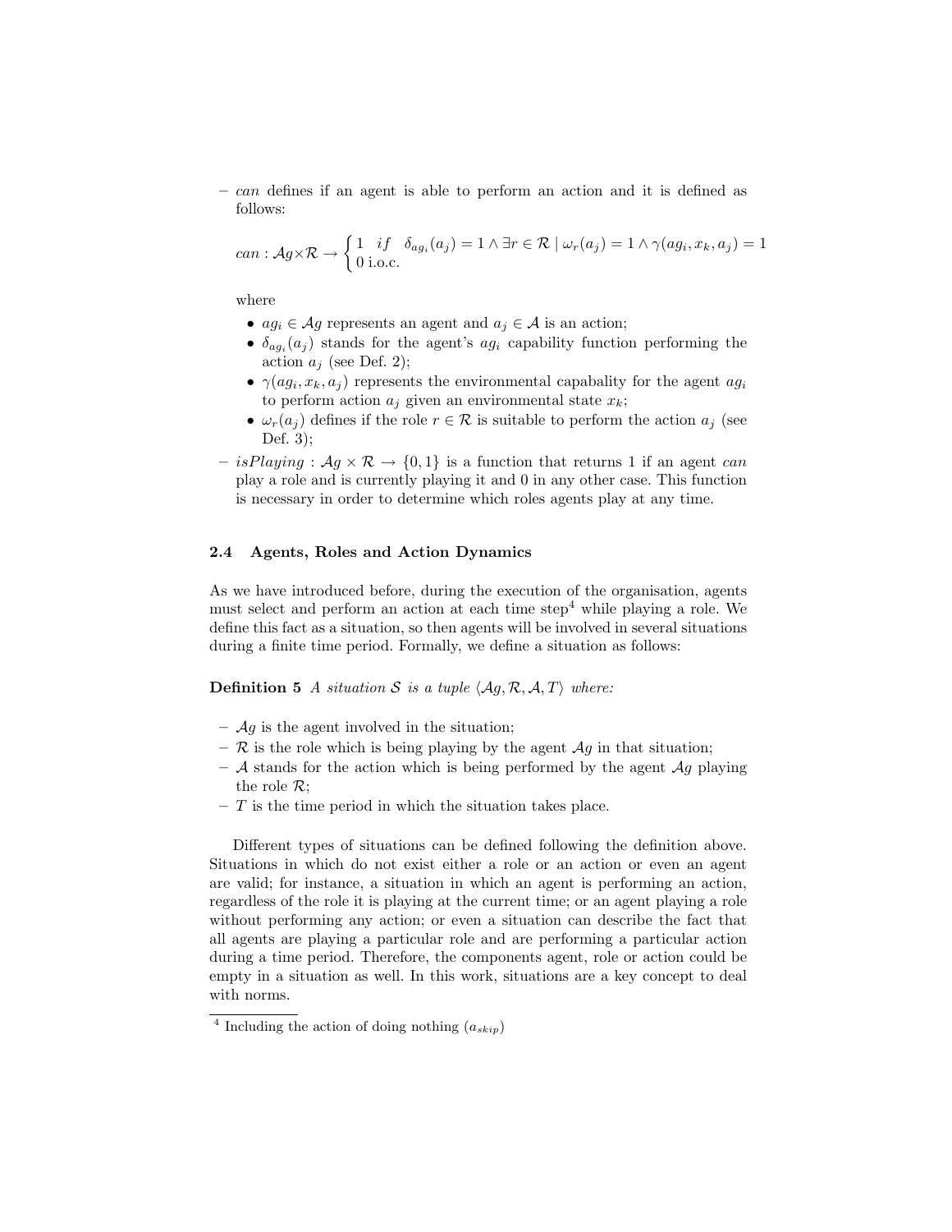– *can* defines if an agent is able to perform an action and it is defined as follows:

$$can : \mathcal{A}g \times \mathcal{R} \rightarrow \begin{cases} 1 \quad if \quad \delta_{ag_i}(a_j) = 1 \wedge \exists r \in \mathcal{R} \mid \omega_r(a_j) = 1 \wedge \gamma(ag_i, x_k, a_j) = 1 \\ 0 \text{ i.o.c.} \end{cases}$$

where

- $ag_i \in \mathcal{A}g$ represents an agent and $a_j \in \mathcal{A}$ is an action;
- $\delta_{ag_i}(a_j)$ stands for the agent's $ag_i$ capability function performing the action $a_j$ (see Def. 2);
- $\gamma(ag_i, x_k, a_j)$ represents the environmental capabality for the agent $ag_i$ to perform action $a_j$ given an environmental state $x_k$;
- $\omega_r(a_j)$ defines if the role $r \in \mathcal{R}$ is suitable to perform the action $a_j$ (see Def. 3);

– $isPlaying : \mathcal{A}g \times \mathcal{R} \rightarrow \{0, 1\}$ is a function that returns 1 if an agent *can* play a role and is currently playing it and 0 in any other case. This function is necessary in order to determine which roles agents play at any time.

### 2.4 Agents, Roles and Action Dynamics

As we have introduced before, during the execution of the organisation, agents must select and perform an action at each time step[4] while playing a role. We define this fact as a situation, so then agents will be involved in several situations during a finite time period. Formally, we define a situation as follows:

**Definition 5** *A situation $\mathcal{S}$ is a tuple $\langle \mathcal{A}g, \mathcal{R}, \mathcal{A}, T \rangle$ where:*

– $\mathcal{A}g$ is the agent involved in the situation;
– $\mathcal{R}$ is the role which is being playing by the agent $\mathcal{A}g$ in that situation;
– $\mathcal{A}$ stands for the action which is being performed by the agent $\mathcal{A}g$ playing the role $\mathcal{R}$;
– $T$ is the time period in which the situation takes place.

Different types of situations can be defined following the definition above. Situations in which do not exist either a role or an action or even an agent are valid; for instance, a situation in which an agent is performing an action, regardless of the role it is playing at the current time; or an agent playing a role without performing any action; or even a situation can describe the fact that all agents are playing a particular role and are performing a particular action during a time period. Therefore, the components agent, role or action could be empty in a situation as well. In this work, situations are a key concept to deal with norms.

[4] Including the action of doing nothing ($a_{skip}$)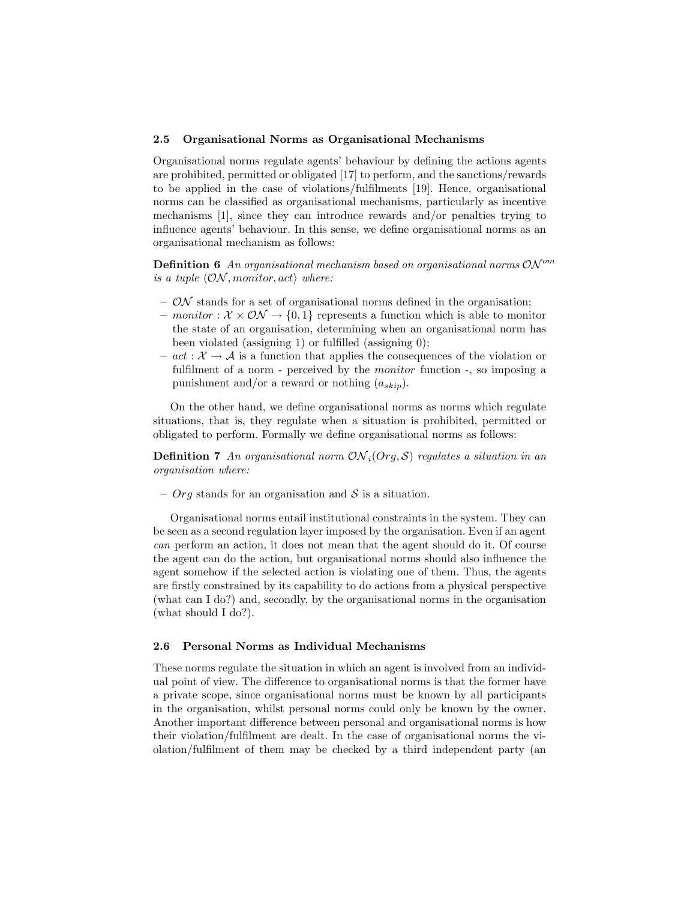### 2.5 Organisational Norms as Organisational Mechanisms

Organisational norms regulate agents' behaviour by defining the actions agents are prohibited, permitted or obligated [17] to perform, and the sanctions/rewards to be applied in the case of violations/fulfilments [19]. Hence, organisational norms can be classified as organisational mechanisms, particularly as incentive mechanisms [1], since they can introduce rewards and/or penalties trying to influence agents' behaviour. In this sense, we define organisational norms as an organisational mechanism as follows:

**Definition 6** *An organisational mechanism based on organisational norms* $\mathcal{ON}^{om}$ *is a tuple* $\langle \mathcal{ON}, monitor, act \rangle$ *where:*

- $\mathcal{ON}$ stands for a set of organisational norms defined in the organisation;
- $monitor : \mathcal{X} \times \mathcal{ON} \rightarrow \{0, 1\}$ represents a function which is able to monitor the state of an organisation, determining when an organisational norm has been violated (assigning 1) or fulfilled (assigning 0);
- $act : \mathcal{X} \rightarrow \mathcal{A}$ is a function that applies the consequences of the violation or fulfilment of a norm - perceived by the *monitor* function -, so imposing a punishment and/or a reward or nothing ($a_{skip}$).

On the other hand, we define organisational norms as norms which regulate situations, that is, they regulate when a situation is prohibited, permitted or obligated to perform. Formally we define organisational norms as follows:

**Definition 7** *An organisational norm* $\mathcal{ON}_i(Org, \mathcal{S})$ *regulates a situation in an organisation where:*

- $Org$ stands for an organisation and $\mathcal{S}$ is a situation.

Organisational norms entail institutional constraints in the system. They can be seen as a second regulation layer imposed by the organisation. Even if an agent *can* perform an action, it does not mean that the agent should do it. Of course the agent can do the action, but organisational norms should also influence the agent somehow if the selected action is violating one of them. Thus, the agents are firstly constrained by its capability to do actions from a physical perspective (what can I do?) and, secondly, by the organisational norms in the organisation (what should I do?).

### 2.6 Personal Norms as Individual Mechanisms

These norms regulate the situation in which an agent is involved from an individual point of view. The difference to organisational norms is that the former have a private scope, since organisational norms must be known by all participants in the organisation, whilst personal norms could only be known by the owner. Another important difference between personal and organisational norms is how their violation/fulfilment are dealt. In the case of organisational norms the violation/fulfilment of them may be checked by a third independent party (an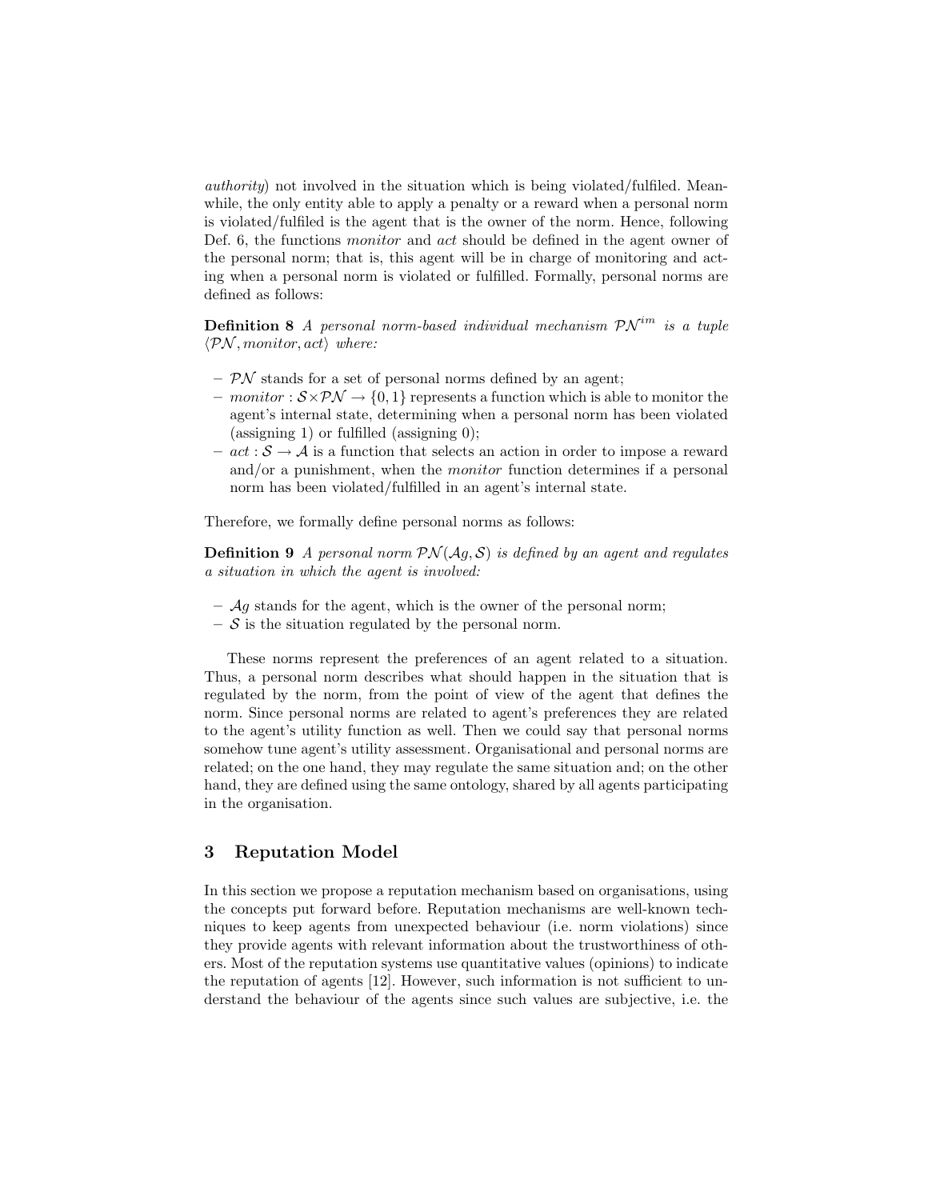*authority*) not involved in the situation which is being violated/fulfiled. Meanwhile, the only entity able to apply a penalty or a reward when a personal norm is violated/fulfiled is the agent that is the owner of the norm. Hence, following Def. 6, the functions *monitor* and *act* should be defined in the agent owner of the personal norm; that is, this agent will be in charge of monitoring and acting when a personal norm is violated or fulfilled. Formally, personal norms are defined as follows:

**Definition 8** *A personal norm-based individual mechanism* $\mathcal{PN}^{im}$ *is a tuple* $\langle \mathcal{PN}, monitor, act \rangle$ *where:*

- $\mathcal{PN}$ stands for a set of personal norms defined by an agent;
- $monitor : \mathcal{S} \times \mathcal{PN} \rightarrow \{0, 1\}$ represents a function which is able to monitor the agent's internal state, determining when a personal norm has been violated (assigning 1) or fulfilled (assigning 0);
- $act : \mathcal{S} \rightarrow \mathcal{A}$ is a function that selects an action in order to impose a reward and/or a punishment, when the *monitor* function determines if a personal norm has been violated/fulfilled in an agent's internal state.

Therefore, we formally define personal norms as follows:

**Definition 9** *A personal norm* $\mathcal{PN}(\mathcal{A}g, \mathcal{S})$ *is defined by an agent and regulates a situation in which the agent is involved:*

- $\mathcal{A}g$ stands for the agent, which is the owner of the personal norm;
- $\mathcal{S}$ is the situation regulated by the personal norm.

These norms represent the preferences of an agent related to a situation. Thus, a personal norm describes what should happen in the situation that is regulated by the norm, from the point of view of the agent that defines the norm. Since personal norms are related to agent's preferences they are related to the agent's utility function as well. Then we could say that personal norms somehow tune agent's utility assessment. Organisational and personal norms are related; on the one hand, they may regulate the same situation and; on the other hand, they are defined using the same ontology, shared by all agents participating in the organisation.

## 3 Reputation Model

In this section we propose a reputation mechanism based on organisations, using the concepts put forward before. Reputation mechanisms are well-known techniques to keep agents from unexpected behaviour (i.e. norm violations) since they provide agents with relevant information about the trustworthiness of others. Most of the reputation systems use quantitative values (opinions) to indicate the reputation of agents [12]. However, such information is not sufficient to understand the behaviour of the agents since such values are subjective, i.e. the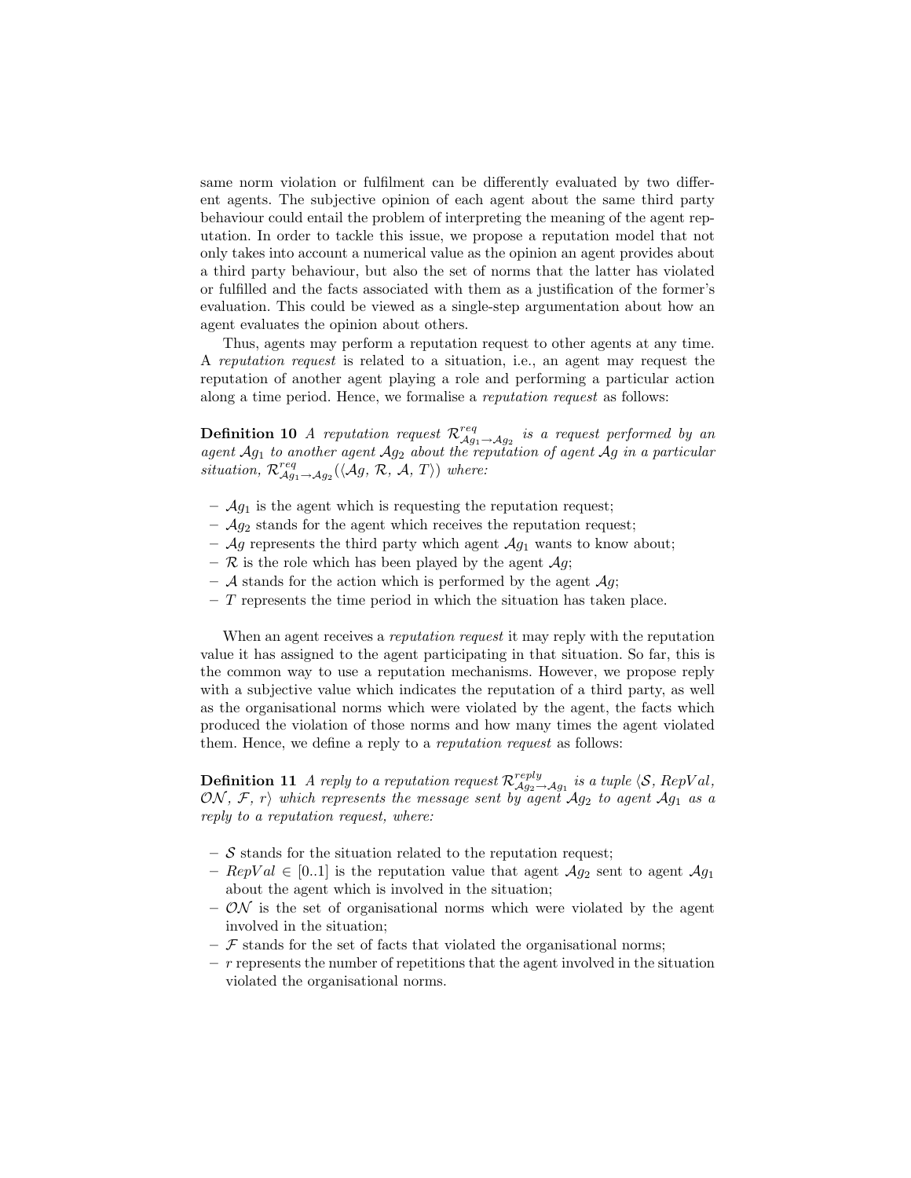same norm violation or fulfilment can be differently evaluated by two different agents. The subjective opinion of each agent about the same third party behaviour could entail the problem of interpreting the meaning of the agent reputation. In order to tackle this issue, we propose a reputation model that not only takes into account a numerical value as the opinion an agent provides about a third party behaviour, but also the set of norms that the latter has violated or fulfilled and the facts associated with them as a justification of the former's evaluation. This could be viewed as a single-step argumentation about how an agent evaluates the opinion about others.

Thus, agents may perform a reputation request to other agents at any time. A *reputation request* is related to a situation, i.e., an agent may request the reputation of another agent playing a role and performing a particular action along a time period. Hence, we formalise a *reputation request* as follows:

**Definition 10** *A reputation request $\mathcal{R}^{req}_{\mathcal{A}g_1 \rightarrow \mathcal{A}g_2}$ is a request performed by an agent $\mathcal{A}g_1$ to another agent $\mathcal{A}g_2$ about the reputation of agent $\mathcal{A}g$ in a particular situation, $\mathcal{R}^{req}_{\mathcal{A}g_1 \rightarrow \mathcal{A}g_2}(\langle \mathcal{A}g, \mathcal{R}, \mathcal{A}, T \rangle)$ where:*

- $\mathcal{A}g_1$ is the agent which is requesting the reputation request;
- $\mathcal{A}g_2$ stands for the agent which receives the reputation request;
- $\mathcal{A}g$ represents the third party which agent $\mathcal{A}g_1$ wants to know about;
- $\mathcal{R}$ is the role which has been played by the agent $\mathcal{A}g$;
- $\mathcal{A}$ stands for the action which is performed by the agent $\mathcal{A}g$;
- $T$ represents the time period in which the situation has taken place.

When an agent receives a *reputation request* it may reply with the reputation value it has assigned to the agent participating in that situation. So far, this is the common way to use a reputation mechanisms. However, we propose reply with a subjective value which indicates the reputation of a third party, as well as the organisational norms which were violated by the agent, the facts which produced the violation of those norms and how many times the agent violated them. Hence, we define a reply to a *reputation request* as follows:

**Definition 11** *A reply to a reputation request $\mathcal{R}^{reply}_{\mathcal{A}g_2 \rightarrow \mathcal{A}g_1}$ is a tuple $\langle \mathcal{S}, RepVal, \mathcal{ON}, \mathcal{F}, r \rangle$ which represents the message sent by agent $\mathcal{A}g_2$ to agent $\mathcal{A}g_1$ as a reply to a reputation request, where:*

- $\mathcal{S}$ stands for the situation related to the reputation request;
- $RepVal \in [0..1]$ is the reputation value that agent $\mathcal{A}g_2$ sent to agent $\mathcal{A}g_1$ about the agent which is involved in the situation;
- $\mathcal{ON}$ is the set of organisational norms which were violated by the agent involved in the situation;
- $\mathcal{F}$ stands for the set of facts that violated the organisational norms;
- $r$ represents the number of repetitions that the agent involved in the situation violated the organisational norms.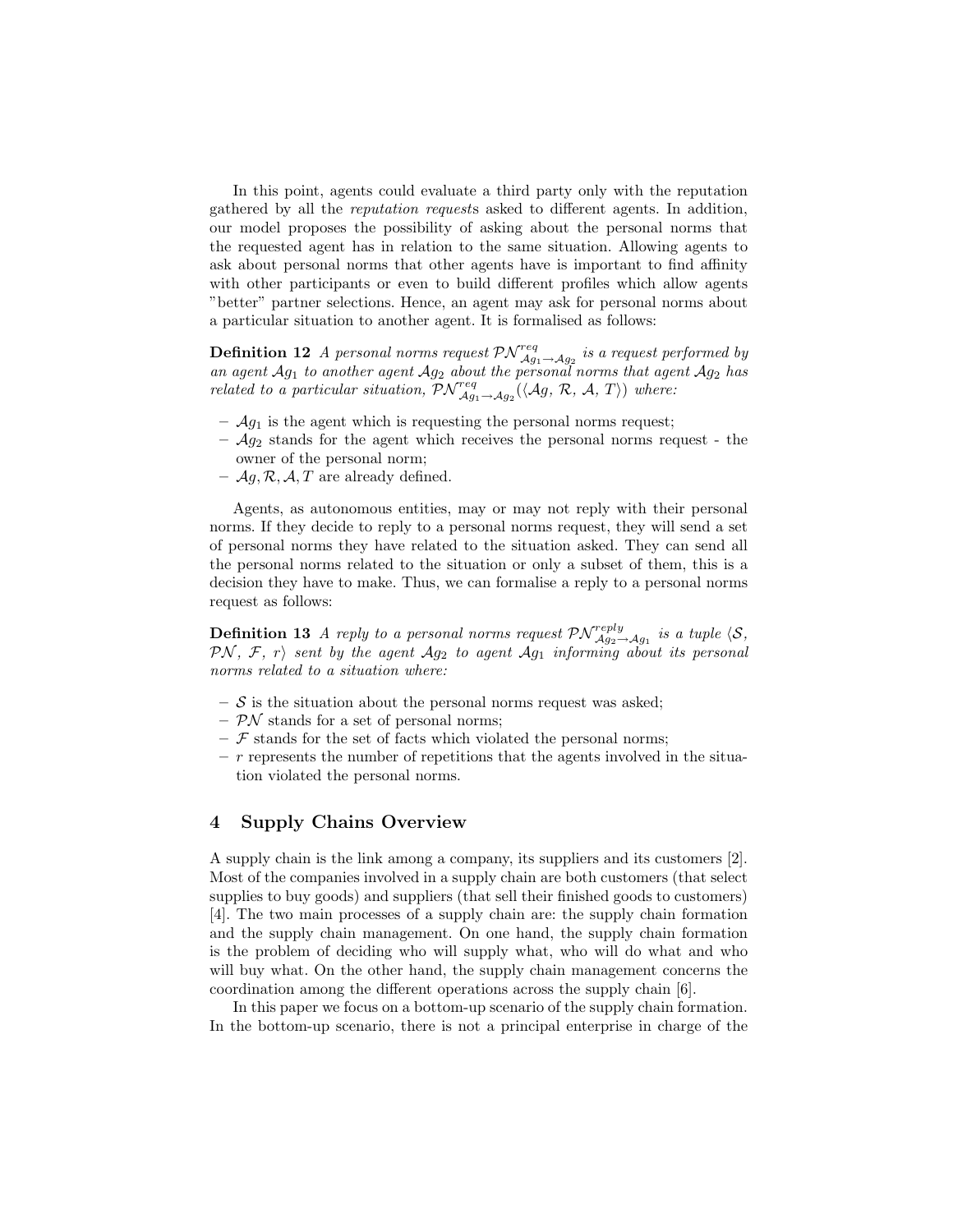In this point, agents could evaluate a third party only with the reputation gathered by all the *reputation requests* asked to different agents. In addition, our model proposes the possibility of asking about the personal norms that the requested agent has in relation to the same situation. Allowing agents to ask about personal norms that other agents have is important to find affinity with other participants or even to build different profiles which allow agents "better" partner selections. Hence, an agent may ask for personal norms about a particular situation to another agent. It is formalised as follows:

**Definition 12** *A personal norms request $\mathcal{PN}^{req}_{\mathcal{A}g_1 \rightarrow \mathcal{A}g_2}$ is a request performed by an agent $\mathcal{A}g_1$ to another agent $\mathcal{A}g_2$ about the personal norms that agent $\mathcal{A}g_2$ has related to a particular situation, $\mathcal{PN}^{req}_{\mathcal{A}g_1 \rightarrow \mathcal{A}g_2}(\langle \mathcal{A}g,\ \mathcal{R},\ \mathcal{A},\ T\rangle)$ where:*

- $\mathcal{A}g_1$ is the agent which is requesting the personal norms request;
- $\mathcal{A}g_2$ stands for the agent which receives the personal norms request - the owner of the personal norm;
- $\mathcal{A}g, \mathcal{R}, \mathcal{A}, T$ are already defined.

Agents, as autonomous entities, may or may not reply with their personal norms. If they decide to reply to a personal norms request, they will send a set of personal norms they have related to the situation asked. They can send all the personal norms related to the situation or only a subset of them, this is a decision they have to make. Thus, we can formalise a reply to a personal norms request as follows:

**Definition 13** *A reply to a personal norms request $\mathcal{PN}^{reply}_{\mathcal{A}g_2 \rightarrow \mathcal{A}g_1}$ is a tuple $\langle \mathcal{S},\ \mathcal{PN},\ \mathcal{F},\ r\rangle$ sent by the agent $\mathcal{A}g_2$ to agent $\mathcal{A}g_1$ informing about its personal norms related to a situation where:*

- $\mathcal{S}$ is the situation about the personal norms request was asked;
- $\mathcal{PN}$ stands for a set of personal norms;
- $\mathcal{F}$ stands for the set of facts which violated the personal norms;
- $r$ represents the number of repetitions that the agents involved in the situation violated the personal norms.

## 4 Supply Chains Overview

A supply chain is the link among a company, its suppliers and its customers [2]. Most of the companies involved in a supply chain are both customers (that select supplies to buy goods) and suppliers (that sell their finished goods to customers) [4]. The two main processes of a supply chain are: the supply chain formation and the supply chain management. On one hand, the supply chain formation is the problem of deciding who will supply what, who will do what and who will buy what. On the other hand, the supply chain management concerns the coordination among the different operations across the supply chain [6].

In this paper we focus on a bottom-up scenario of the supply chain formation. In the bottom-up scenario, there is not a principal enterprise in charge of the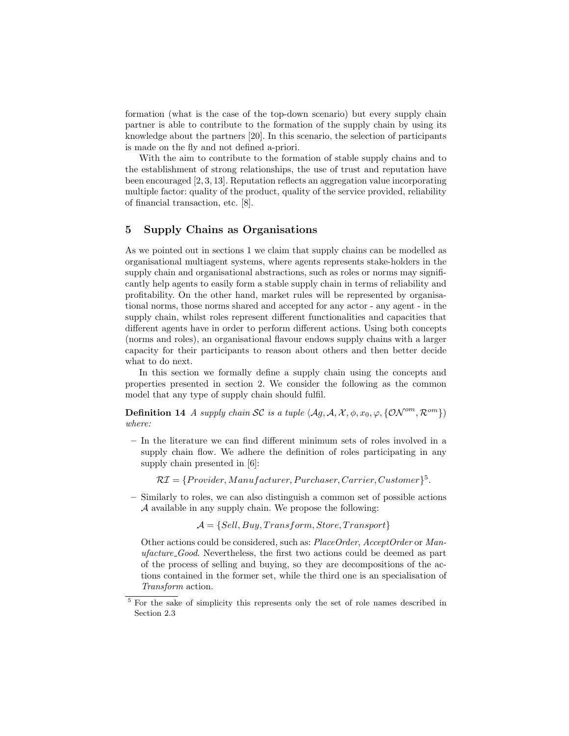formation (what is the case of the top-down scenario) but every supply chain partner is able to contribute to the formation of the supply chain by using its knowledge about the partners [20]. In this scenario, the selection of participants is made on the fly and not defined a-priori.

With the aim to contribute to the formation of stable supply chains and to the establishment of strong relationships, the use of trust and reputation have been encouraged [2, 3, 13]. Reputation reflects an aggregation value incorporating multiple factor: quality of the product, quality of the service provided, reliability of financial transaction, etc. [8].

## 5 Supply Chains as Organisations

As we pointed out in sections 1 we claim that supply chains can be modelled as organisational multiagent systems, where agents represents stake-holders in the supply chain and organisational abstractions, such as roles or norms may significantly help agents to easily form a stable supply chain in terms of reliability and profitability. On the other hand, market rules will be represented by organisational norms, those norms shared and accepted for any actor - any agent - in the supply chain, whilst roles represent different functionalities and capacities that different agents have in order to perform different actions. Using both concepts (norms and roles), an organisational flavour endows supply chains with a larger capacity for their participants to reason about others and then better decide what to do next.

In this section we formally define a supply chain using the concepts and properties presented in section 2. We consider the following as the common model that any type of supply chain should fulfil.

**Definition 14** *A supply chain $\mathcal{SC}$ is a tuple $\langle \mathcal{A}g, \mathcal{A}, \mathcal{X}, \phi, x_0, \varphi, \{\mathcal{ON}^{om}, \mathcal{R}^{om}\}\rangle$ where:*

– In the literature we can find different minimum sets of roles involved in a supply chain flow. We adhere the definition of roles participating in any supply chain presented in [6]:

$$\mathcal{RI} = \{Provider, Manufacturer, Purchaser, Carrier, Customer\}^5.$$

– Similarly to roles, we can also distinguish a common set of possible actions $\mathcal{A}$ available in any supply chain. We propose the following:

$$\mathcal{A} = \{Sell, Buy, Transform, Store, Transport\}$$

Other actions could be considered, such as: *PlaceOrder*, *AcceptOrder* or *Manufacture_Good*. Nevertheless, the first two actions could be deemed as part of the process of selling and buying, so they are decompositions of the actions contained in the former set, while the third one is an specialisation of *Transform* action.

[5] For the sake of simplicity this represents only the set of role names described in Section 2.3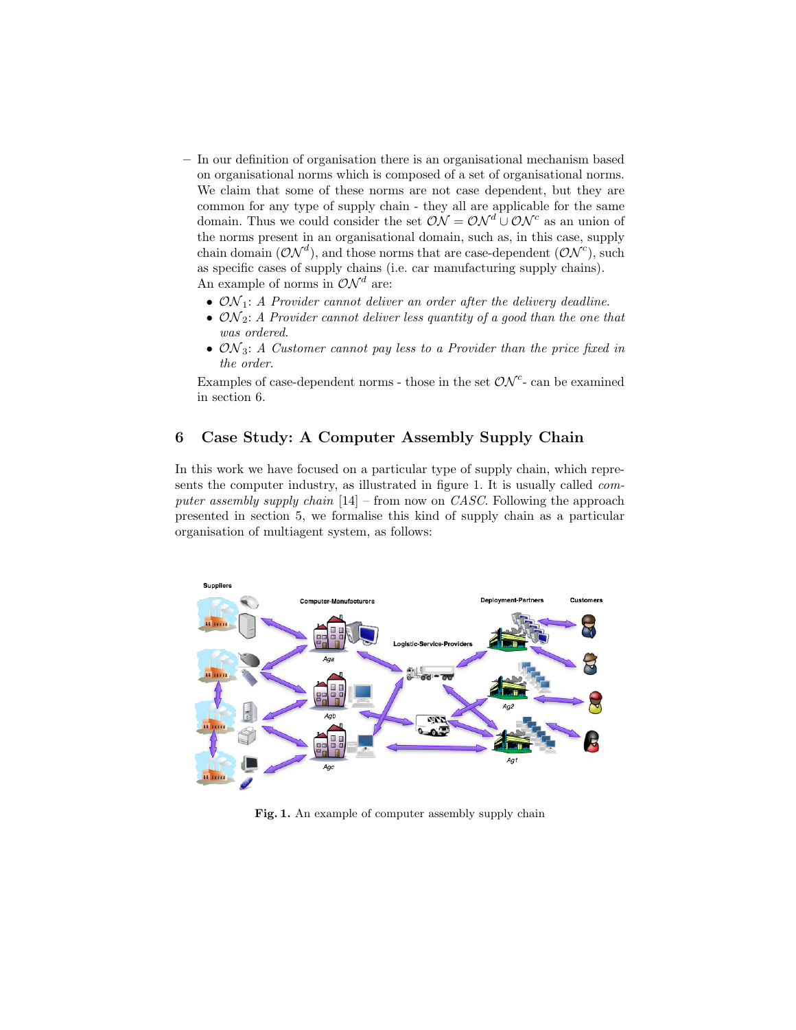– In our definition of organisation there is an organisational mechanism based on organisational norms which is composed of a set of organisational norms. We claim that some of these norms are not case dependent, but they are common for any type of supply chain - they all are applicable for the same domain. Thus we could consider the set $\mathcal{ON} = \mathcal{ON}^d \cup \mathcal{ON}^c$ as an union of the norms present in an organisational domain, such as, in this case, supply chain domain ($\mathcal{ON}^d$), and those norms that are case-dependent ($\mathcal{ON}^c$), such as specific cases of supply chains (i.e. car manufacturing supply chains). An example of norms in $\mathcal{ON}^d$ are:

  - $\mathcal{ON}_1$: *A Provider cannot deliver an order after the delivery deadline.*
  - $\mathcal{ON}_2$: *A Provider cannot deliver less quantity of a good than the one that was ordered.*
  - $\mathcal{ON}_3$: *A Customer cannot pay less to a Provider than the price fixed in the order.*

  Examples of case-dependent norms - those in the set $\mathcal{ON}^c$- can be examined in section 6.

## 6 Case Study: A Computer Assembly Supply Chain

In this work we have focused on a particular type of supply chain, which represents the computer industry, as illustrated in figure 1. It is usually called *computer assembly supply chain* [14] – from now on *CASC*. Following the approach presented in section 5, we formalise this kind of supply chain as a particular organisation of multiagent system, as follows:

**Fig. 1.** An example of computer assembly supply chain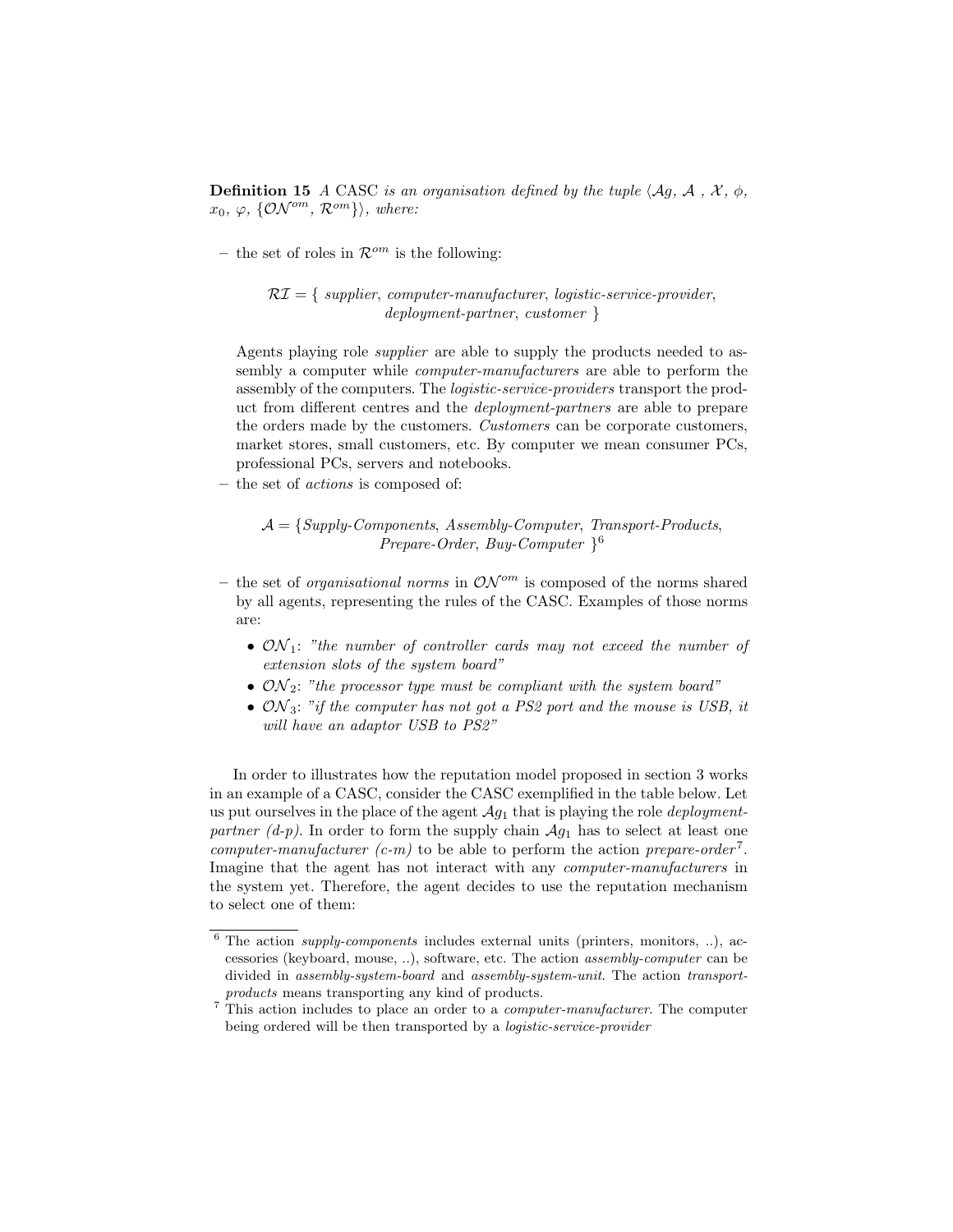**Definition 15** *A* CASC *is an organisation defined by the tuple* $\langle \mathcal{A}g, \mathcal{A}, \mathcal{X}, \phi, x_0, \varphi, \{\mathcal{ON}^{om}, \mathcal{R}^{om}\}\rangle$, *where:*

– the set of roles in $\mathcal{R}^{om}$ is the following:

$$\mathcal{RI} = \{ \textit{supplier}, \textit{computer-manufacturer}, \textit{logistic-service-provider}, \textit{deployment-partner}, \textit{customer} \}$$

Agents playing role *supplier* are able to supply the products needed to assembly a computer while *computer-manufacturers* are able to perform the assembly of the computers. The *logistic-service-providers* transport the product from different centres and the *deployment-partners* are able to prepare the orders made by the customers. *Customers* can be corporate customers, market stores, small customers, etc. By computer we mean consumer PCs, professional PCs, servers and notebooks.

– the set of *actions* is composed of:

$$\mathcal{A} = \{\textit{Supply-Components}, \textit{Assembly-Computer}, \textit{Transport-Products}, \textit{Prepare-Order}, \textit{Buy-Computer} \}^{6}$$

– the set of *organisational norms* in $\mathcal{ON}^{om}$ is composed of the norms shared by all agents, representing the rules of the CASC. Examples of those norms are:

- $\mathcal{ON}_1$: *"the number of controller cards may not exceed the number of extension slots of the system board"*
- $\mathcal{ON}_2$: *"the processor type must be compliant with the system board"*
- $\mathcal{ON}_3$: *"if the computer has not got a PS2 port and the mouse is USB, it will have an adaptor USB to PS2"*

In order to illustrates how the reputation model proposed in section 3 works in an example of a CASC, consider the CASC exemplified in the table below. Let us put ourselves in the place of the agent $\mathcal{A}g_1$ that is playing the role *deployment-partner (d-p)*. In order to form the supply chain $\mathcal{A}g_1$ has to select at least one *computer-manufacturer (c-m)* to be able to perform the action *prepare-order*[7]. Imagine that the agent has not interact with any *computer-manufacturers* in the system yet. Therefore, the agent decides to use the reputation mechanism to select one of them:

---

[6] The action *supply-components* includes external units (printers, monitors, ..), accessories (keyboard, mouse, ..), software, etc. The action *assembly-computer* can be divided in *assembly-system-board* and *assembly-system-unit*. The action *transport-products* means transporting any kind of products.

[7] This action includes to place an order to a *computer-manufacturer*. The computer being ordered will be then transported by a *logistic-service-provider*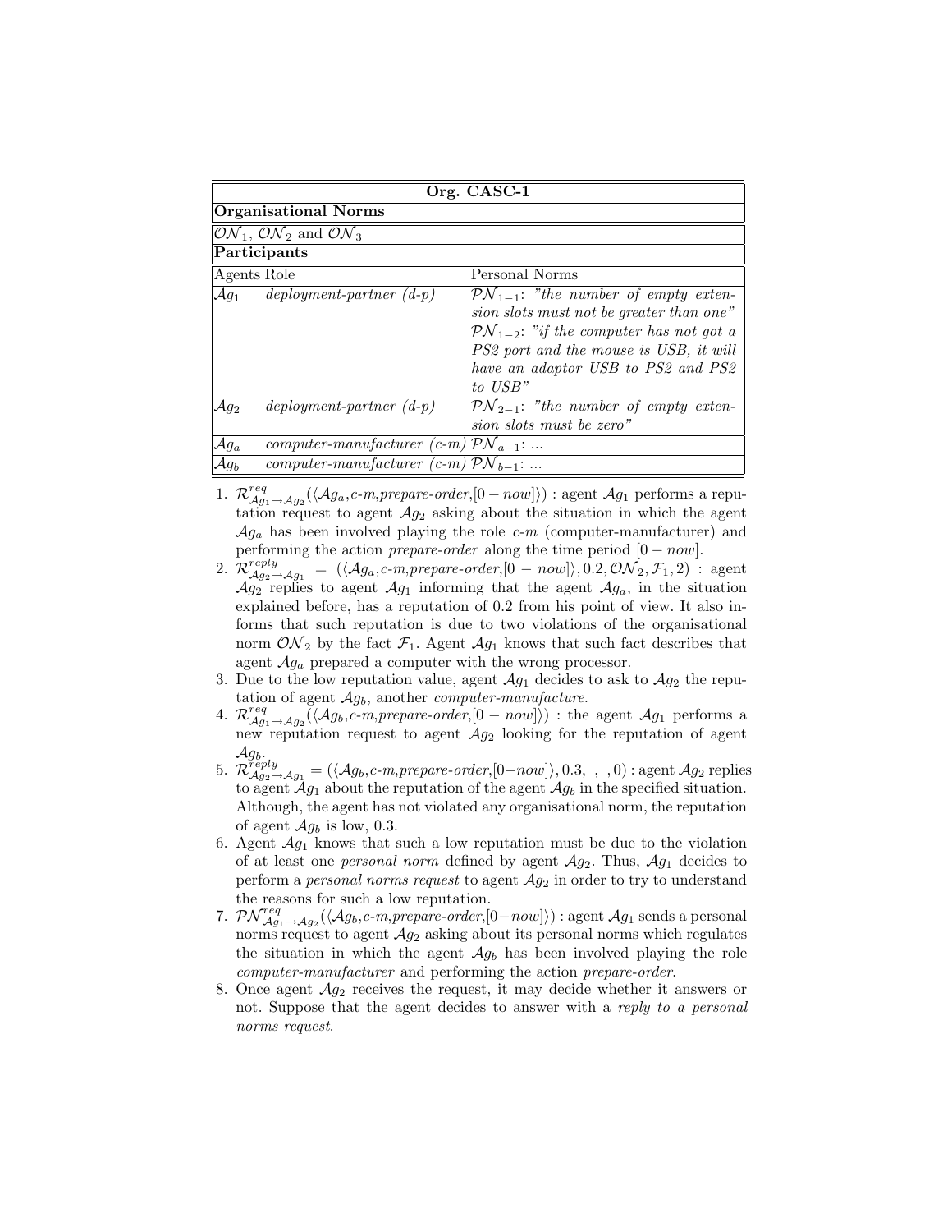| Org. CASC-1 | | |
|---|---|---|
| **Organisational Norms** | | |
| $\mathcal{ON}_1$, $\mathcal{ON}_2$ and $\mathcal{ON}_3$ | | |
| **Participants** | | |
| Agents | Role | Personal Norms |
| $\mathcal{A}g_1$ | *deployment-partner (d-p)* | $\mathcal{PN}_{1-1}$: *"the number of empty extension slots must not be greater than one"* $\mathcal{PN}_{1-2}$: *"if the computer has not got a PS2 port and the mouse is USB, it will have an adaptor USB to PS2 and PS2 to USB"* |
| $\mathcal{A}g_2$ | *deployment-partner (d-p)* | $\mathcal{PN}_{2-1}$: *"the number of empty extension slots must be zero"* |
| $\mathcal{A}g_a$ | *computer-manufacturer (c-m)* | $\mathcal{PN}_{a-1}$: ... |
| $\mathcal{A}g_b$ | *computer-manufacturer (c-m)* | $\mathcal{PN}_{b-1}$: ... |

1. $\mathcal{R}^{req}_{\mathcal{A}g_1 \to \mathcal{A}g_2}(\langle \mathcal{A}g_a, \textit{c-m}, \textit{prepare-order}, [0 - now] \rangle)$ : agent $\mathcal{A}g_1$ performs a reputation request to agent $\mathcal{A}g_2$ asking about the situation in which the agent $\mathcal{A}g_a$ has been involved playing the role *c-m* (computer-manufacturer) and performing the action *prepare-order* along the time period $[0 - now]$.
2. $\mathcal{R}^{reply}_{\mathcal{A}g_2 \to \mathcal{A}g_1} = (\langle \mathcal{A}g_a, \textit{c-m}, \textit{prepare-order}, [0 - now] \rangle, 0.2, \mathcal{ON}_2, \mathcal{F}_1, 2)$ : agent $\mathcal{A}g_2$ replies to agent $\mathcal{A}g_1$ informing that the agent $\mathcal{A}g_a$, in the situation explained before, has a reputation of 0.2 from his point of view. It also informs that such reputation is due to two violations of the organisational norm $\mathcal{ON}_2$ by the fact $\mathcal{F}_1$. Agent $\mathcal{A}g_1$ knows that such fact describes that agent $\mathcal{A}g_a$ prepared a computer with the wrong processor.
3. Due to the low reputation value, agent $\mathcal{A}g_1$ decides to ask to $\mathcal{A}g_2$ the reputation of agent $\mathcal{A}g_b$, another *computer-manufacture*.
4. $\mathcal{R}^{req}_{\mathcal{A}g_1 \to \mathcal{A}g_2}(\langle \mathcal{A}g_b, \textit{c-m}, \textit{prepare-order}, [0 - now] \rangle)$ : the agent $\mathcal{A}g_1$ performs a new reputation request to agent $\mathcal{A}g_2$ looking for the reputation of agent $\mathcal{A}g_b$.
5. $\mathcal{R}^{reply}_{\mathcal{A}g_2 \to \mathcal{A}g_1} = (\langle \mathcal{A}g_b, \textit{c-m}, \textit{prepare-order}, [0 - now] \rangle, 0.3, \_, \_, 0)$ : agent $\mathcal{A}g_2$ replies to agent $\mathcal{A}g_1$ about the reputation of the agent $\mathcal{A}g_b$ in the specified situation. Although, the agent has not violated any organisational norm, the reputation of agent $\mathcal{A}g_b$ is low, 0.3.
6. Agent $\mathcal{A}g_1$ knows that such a low reputation must be due to the violation of at least one *personal norm* defined by agent $\mathcal{A}g_2$. Thus, $\mathcal{A}g_1$ decides to perform a *personal norms request* to agent $\mathcal{A}g_2$ in order to try to understand the reasons for such a low reputation.
7. $\mathcal{PN}^{req}_{\mathcal{A}g_1 \to \mathcal{A}g_2}(\langle \mathcal{A}g_b, \textit{c-m}, \textit{prepare-order}, [0 - now] \rangle)$ : agent $\mathcal{A}g_1$ sends a personal norms request to agent $\mathcal{A}g_2$ asking about its personal norms which regulates the situation in which the agent $\mathcal{A}g_b$ has been involved playing the role *computer-manufacturer* and performing the action *prepare-order*.
8. Once agent $\mathcal{A}g_2$ receives the request, it may decide whether it answers or not. Suppose that the agent decides to answer with a *reply to a personal norms request*.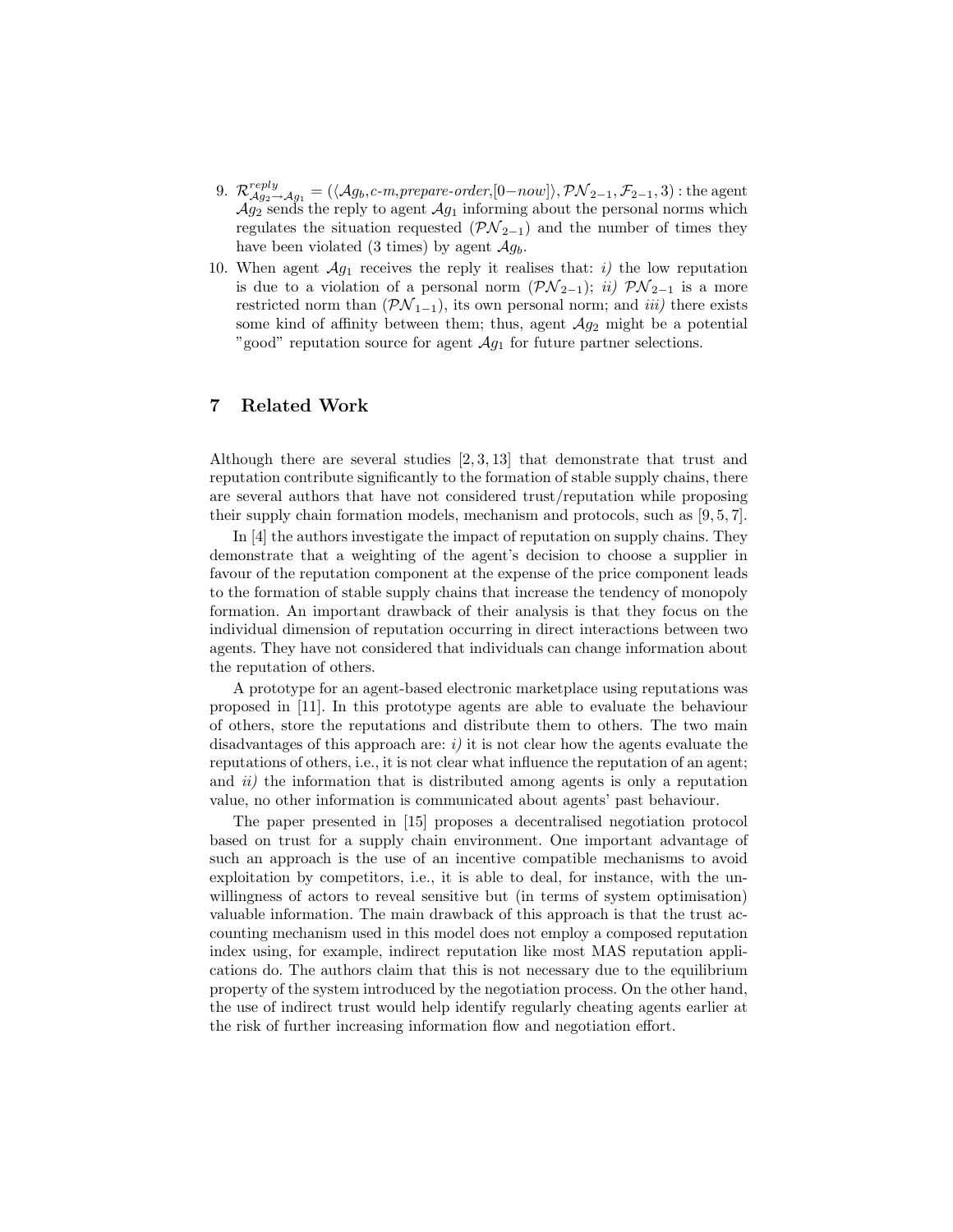9. $\mathcal{R}^{reply}_{\mathcal{A}g_2 \rightarrow \mathcal{A}g_1} = (\langle \mathcal{A}g_b, \textit{c-m}, \textit{prepare-order}, [0{-}now] \rangle, \mathcal{PN}_{2-1}, \mathcal{F}_{2-1}, 3)$ : the agent $\mathcal{A}g_2$ sends the reply to agent $\mathcal{A}g_1$ informing about the personal norms which regulates the situation requested ($\mathcal{PN}_{2-1}$) and the number of times they have been violated (3 times) by agent $\mathcal{A}g_b$.
10. When agent $\mathcal{A}g_1$ receives the reply it realises that: *i)* the low reputation is due to a violation of a personal norm ($\mathcal{PN}_{2-1}$); *ii)* $\mathcal{PN}_{2-1}$ is a more restricted norm than ($\mathcal{PN}_{1-1}$), its own personal norm; and *iii)* there exists some kind of affinity between them; thus, agent $\mathcal{A}g_2$ might be a potential "good" reputation source for agent $\mathcal{A}g_1$ for future partner selections.

## 7 Related Work

Although there are several studies [2, 3, 13] that demonstrate that trust and reputation contribute significantly to the formation of stable supply chains, there are several authors that have not considered trust/reputation while proposing their supply chain formation models, mechanism and protocols, such as [9, 5, 7].

In [4] the authors investigate the impact of reputation on supply chains. They demonstrate that a weighting of the agent's decision to choose a supplier in favour of the reputation component at the expense of the price component leads to the formation of stable supply chains that increase the tendency of monopoly formation. An important drawback of their analysis is that they focus on the individual dimension of reputation occurring in direct interactions between two agents. They have not considered that individuals can change information about the reputation of others.

A prototype for an agent-based electronic marketplace using reputations was proposed in [11]. In this prototype agents are able to evaluate the behaviour of others, store the reputations and distribute them to others. The two main disadvantages of this approach are: *i)* it is not clear how the agents evaluate the reputations of others, i.e., it is not clear what influence the reputation of an agent; and *ii)* the information that is distributed among agents is only a reputation value, no other information is communicated about agents' past behaviour.

The paper presented in [15] proposes a decentralised negotiation protocol based on trust for a supply chain environment. One important advantage of such an approach is the use of an incentive compatible mechanisms to avoid exploitation by competitors, i.e., it is able to deal, for instance, with the unwillingness of actors to reveal sensitive but (in terms of system optimisation) valuable information. The main drawback of this approach is that the trust accounting mechanism used in this model does not employ a composed reputation index using, for example, indirect reputation like most MAS reputation applications do. The authors claim that this is not necessary due to the equilibrium property of the system introduced by the negotiation process. On the other hand, the use of indirect trust would help identify regularly cheating agents earlier at the risk of further increasing information flow and negotiation effort.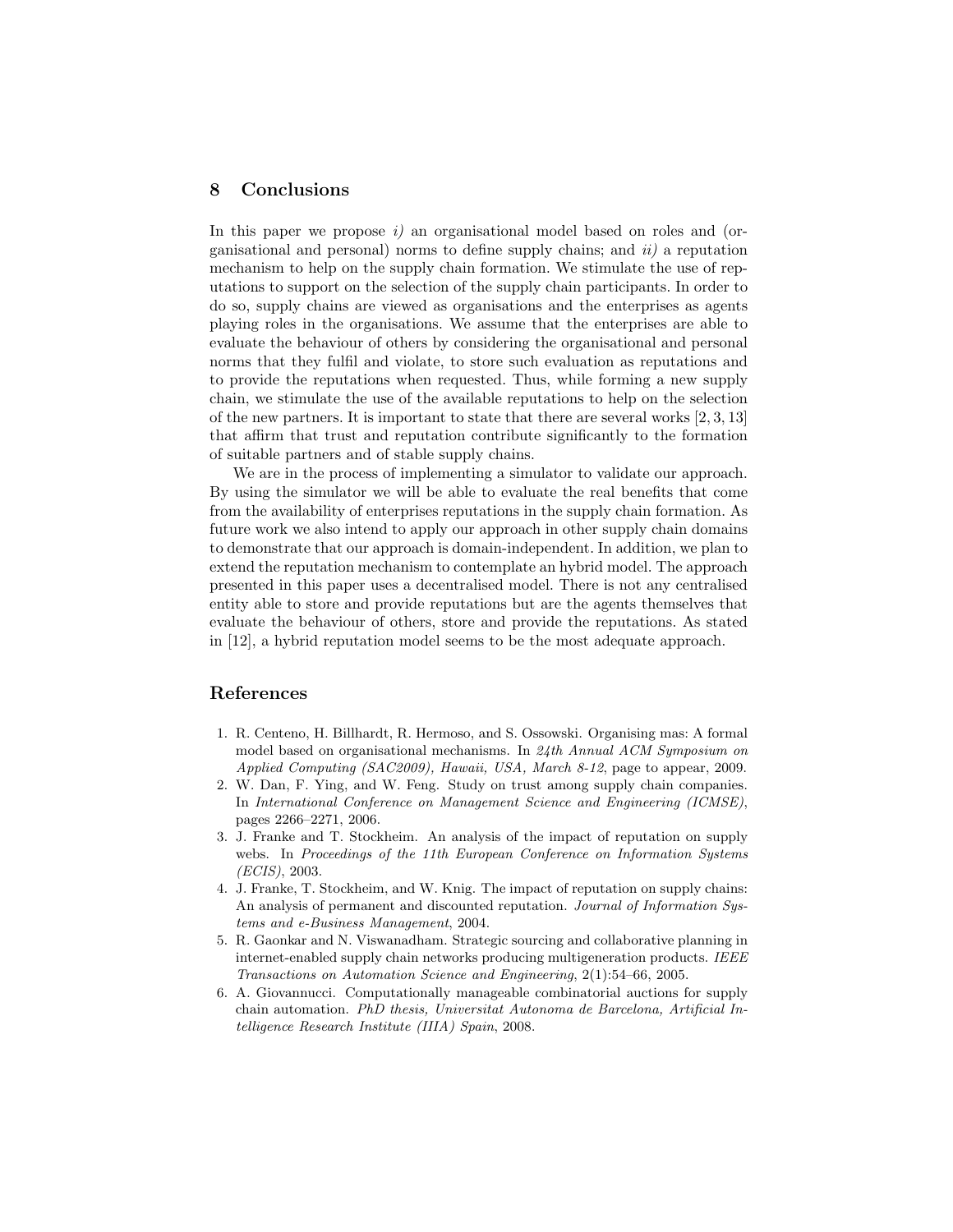## 8 Conclusions

In this paper we propose *i)* an organisational model based on roles and (organisational and personal) norms to define supply chains; and *ii)* a reputation mechanism to help on the supply chain formation. We stimulate the use of reputations to support on the selection of the supply chain participants. In order to do so, supply chains are viewed as organisations and the enterprises as agents playing roles in the organisations. We assume that the enterprises are able to evaluate the behaviour of others by considering the organisational and personal norms that they fulfil and violate, to store such evaluation as reputations and to provide the reputations when requested. Thus, while forming a new supply chain, we stimulate the use of the available reputations to help on the selection of the new partners. It is important to state that there are several works [2, 3, 13] that affirm that trust and reputation contribute significantly to the formation of suitable partners and of stable supply chains.

We are in the process of implementing a simulator to validate our approach. By using the simulator we will be able to evaluate the real benefits that come from the availability of enterprises reputations in the supply chain formation. As future work we also intend to apply our approach in other supply chain domains to demonstrate that our approach is domain-independent. In addition, we plan to extend the reputation mechanism to contemplate an hybrid model. The approach presented in this paper uses a decentralised model. There is not any centralised entity able to store and provide reputations but are the agents themselves that evaluate the behaviour of others, store and provide the reputations. As stated in [12], a hybrid reputation model seems to be the most adequate approach.

## References

1. R. Centeno, H. Billhardt, R. Hermoso, and S. Ossowski. Organising mas: A formal model based on organisational mechanisms. In *24th Annual ACM Symposium on Applied Computing (SAC2009), Hawaii, USA, March 8-12*, page to appear, 2009.
2. W. Dan, F. Ying, and W. Feng. Study on trust among supply chain companies. In *International Conference on Management Science and Engineering (ICMSE)*, pages 2266–2271, 2006.
3. J. Franke and T. Stockheim. An analysis of the impact of reputation on supply webs. In *Proceedings of the 11th European Conference on Information Systems (ECIS)*, 2003.
4. J. Franke, T. Stockheim, and W. Knig. The impact of reputation on supply chains: An analysis of permanent and discounted reputation. *Journal of Information Systems and e-Business Management*, 2004.
5. R. Gaonkar and N. Viswanadham. Strategic sourcing and collaborative planning in internet-enabled supply chain networks producing multigeneration products. *IEEE Transactions on Automation Science and Engineering*, 2(1):54–66, 2005.
6. A. Giovannucci. Computationally manageable combinatorial auctions for supply chain automation. *PhD thesis, Universitat Autonoma de Barcelona, Artificial Intelligence Research Institute (IIIA) Spain*, 2008.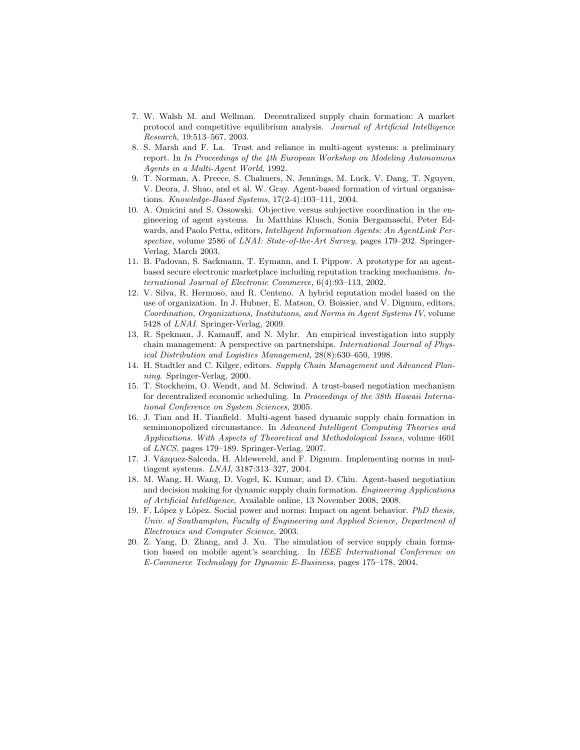7. W. Walsh M. and Wellman. Decentralized supply chain formation: A market protocol and competitive equilibrium analysis. *Journal of Artificial Intelligence Research*, 19:513–567, 2003.
8. S. Marsh and F. La. Trust and reliance in multi-agent systems: a preliminary report. In *In Proceedings of the 4th European Workshop on Modeling Autonomous Agents in a Multi-Agent World*, 1992.
9. T. Norman, A. Preece, S. Chalmers, N. Jennings, M. Luck, V. Dang, T. Nguyen, V. Deora, J. Shao, and et al. W. Gray. Agent-based formation of virtual organisations. *Knowledge-Based Systems*, 17(2-4):103–111, 2004.
10. A. Omicini and S. Ossowski. Objective versus subjective coordination in the engineering of agent systems. In Matthias Klusch, Sonia Bergamaschi, Peter Edwards, and Paolo Petta, editors, *Intelligent Information Agents: An AgentLink Perspective*, volume 2586 of *LNAI: State-of-the-Art Survey*, pages 179–202. Springer-Verlag, March 2003.
11. B. Padovan, S. Sackmann, T. Eymann, and I. Pippow. A prototype for an agent-based secure electronic marketplace including reputation tracking mechanisms. *International Journal of Electronic Commerce*, 6(4):93–113, 2002.
12. V. Silva, R. Hermoso, and R. Centeno. A hybrid reputation model based on the use of organization. In J. Hubner, E. Matson, O. Boissier, and V. Dignum, editors, *Coordination, Organizations, Institutions, and Norms in Agent Systems IV*, volume 5428 of *LNAI*. Springer-Verlag, 2009.
13. R. Spekman, J. Kamauff, and N. Myhr. An empirical investigation into supply chain management: A perspective on partnerships. *International Journal of Physical Distribution and Logistics Management*, 28(8):630–650, 1998.
14. H. Stadtler and C. Kilger, editors. *Supply Chain Management and Advanced Planning*. Springer-Verlag, 2000.
15. T. Stockheim, O. Wendt, and M. Schwind. A trust-based negotiation mechanism for decentralized economic scheduling. In *Proceedings of the 38th Hawaii International Conference on System Sciences*, 2005.
16. J. Tian and H. Tianfield. Multi-agent based dynamic supply chain formation in semimonopolized circumstance. In *Advanced Intelligent Computing Theories and Applications. With Aspects of Theoretical and Methodological Issues*, volume 4601 of *LNCS*, pages 179–189. Springer-Verlag, 2007.
17. J. Vázquez-Salceda, H. Aldewereld, and F. Dignum. Implementing norms in multiagent systems. *LNAI*, 3187:313–327, 2004.
18. M. Wang, H. Wang, D. Vogel, K. Kumar, and D. Chiu. Agent-based negotiation and decision making for dynamic supply chain formation. *Engineering Applications of Artificial Intelligence*, Available online, 13 November 2008, 2008.
19. F. López y López. Social power and norms: Impact on agent behavior. *PhD thesis, Univ. of Southampton, Faculty of Engineering and Applied Science, Department of Electronics and Computer Science*, 2003.
20. Z. Yang, D. Zhang, and J. Xu. The simulation of service supply chain formation based on mobile agent's searching. In *IEEE International Conference on E-Commerce Technology for Dynamic E-Business*, pages 175–178, 2004.